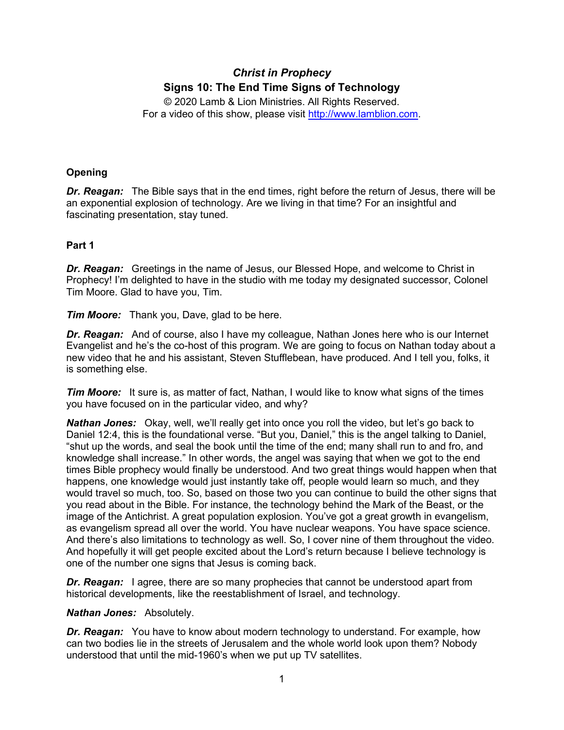# *Christ in Prophecy*
## Signs 10: The End Time Signs of Technology

© 2020 Lamb & Lion Ministries. All Rights Reserved.
For a video of this show, please visit http://www.lamblion.com.

### Opening

***Dr. Reagan:*** The Bible says that in the end times, right before the return of Jesus, there will be an exponential explosion of technology. Are we living in that time? For an insightful and fascinating presentation, stay tuned.

### Part 1

***Dr. Reagan:*** Greetings in the name of Jesus, our Blessed Hope, and welcome to Christ in Prophecy! I'm delighted to have in the studio with me today my designated successor, Colonel Tim Moore. Glad to have you, Tim.

***Tim Moore:*** Thank you, Dave, glad to be here.

***Dr. Reagan:*** And of course, also I have my colleague, Nathan Jones here who is our Internet Evangelist and he's the co-host of this program. We are going to focus on Nathan today about a new video that he and his assistant, Steven Stufflebean, have produced. And I tell you, folks, it is something else.

***Tim Moore:*** It sure is, as matter of fact, Nathan, I would like to know what signs of the times you have focused on in the particular video, and why?

***Nathan Jones:*** Okay, well, we'll really get into once you roll the video, but let's go back to Daniel 12:4, this is the foundational verse. "But you, Daniel," this is the angel talking to Daniel, "shut up the words, and seal the book until the time of the end; many shall run to and fro, and knowledge shall increase." In other words, the angel was saying that when we got to the end times Bible prophecy would finally be understood. And two great things would happen when that happens, one knowledge would just instantly take off, people would learn so much, and they would travel so much, too. So, based on those two you can continue to build the other signs that you read about in the Bible. For instance, the technology behind the Mark of the Beast, or the image of the Antichrist. A great population explosion. You've got a great growth in evangelism, as evangelism spread all over the world. You have nuclear weapons. You have space science. And there's also limitations to technology as well. So, I cover nine of them throughout the video. And hopefully it will get people excited about the Lord's return because I believe technology is one of the number one signs that Jesus is coming back.

***Dr. Reagan:*** I agree, there are so many prophecies that cannot be understood apart from historical developments, like the reestablishment of Israel, and technology.

***Nathan Jones:*** Absolutely.

***Dr. Reagan:*** You have to know about modern technology to understand. For example, how can two bodies lie in the streets of Jerusalem and the whole world look upon them? Nobody understood that until the mid-1960's when we put up TV satellites.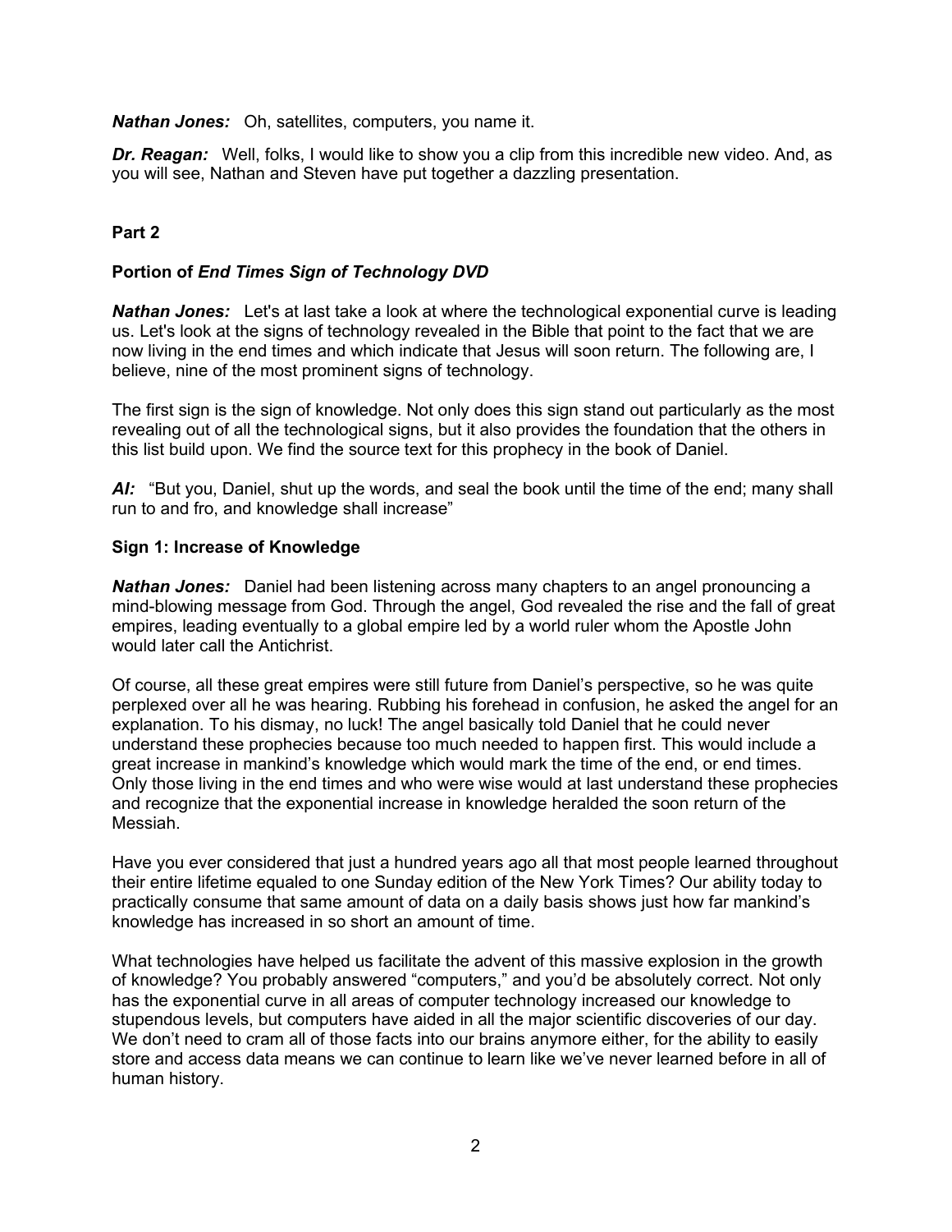***Nathan Jones:*** Oh, satellites, computers, you name it.

***Dr. Reagan:*** Well, folks, I would like to show you a clip from this incredible new video. And, as you will see, Nathan and Steven have put together a dazzling presentation.

**Part 2**

**Portion of *End Times Sign of Technology DVD***

***Nathan Jones:*** Let's at last take a look at where the technological exponential curve is leading us. Let's look at the signs of technology revealed in the Bible that point to the fact that we are now living in the end times and which indicate that Jesus will soon return. The following are, I believe, nine of the most prominent signs of technology.

The first sign is the sign of knowledge. Not only does this sign stand out particularly as the most revealing out of all the technological signs, but it also provides the foundation that the others in this list build upon. We find the source text for this prophecy in the book of Daniel.

***AI:*** "But you, Daniel, shut up the words, and seal the book until the time of the end; many shall run to and fro, and knowledge shall increase"

**Sign 1: Increase of Knowledge**

***Nathan Jones:*** Daniel had been listening across many chapters to an angel pronouncing a mind-blowing message from God. Through the angel, God revealed the rise and the fall of great empires, leading eventually to a global empire led by a world ruler whom the Apostle John would later call the Antichrist.

Of course, all these great empires were still future from Daniel's perspective, so he was quite perplexed over all he was hearing. Rubbing his forehead in confusion, he asked the angel for an explanation. To his dismay, no luck! The angel basically told Daniel that he could never understand these prophecies because too much needed to happen first. This would include a great increase in mankind's knowledge which would mark the time of the end, or end times. Only those living in the end times and who were wise would at last understand these prophecies and recognize that the exponential increase in knowledge heralded the soon return of the Messiah.

Have you ever considered that just a hundred years ago all that most people learned throughout their entire lifetime equaled to one Sunday edition of the New York Times? Our ability today to practically consume that same amount of data on a daily basis shows just how far mankind's knowledge has increased in so short an amount of time.

What technologies have helped us facilitate the advent of this massive explosion in the growth of knowledge? You probably answered "computers," and you'd be absolutely correct. Not only has the exponential curve in all areas of computer technology increased our knowledge to stupendous levels, but computers have aided in all the major scientific discoveries of our day. We don't need to cram all of those facts into our brains anymore either, for the ability to easily store and access data means we can continue to learn like we've never learned before in all of human history.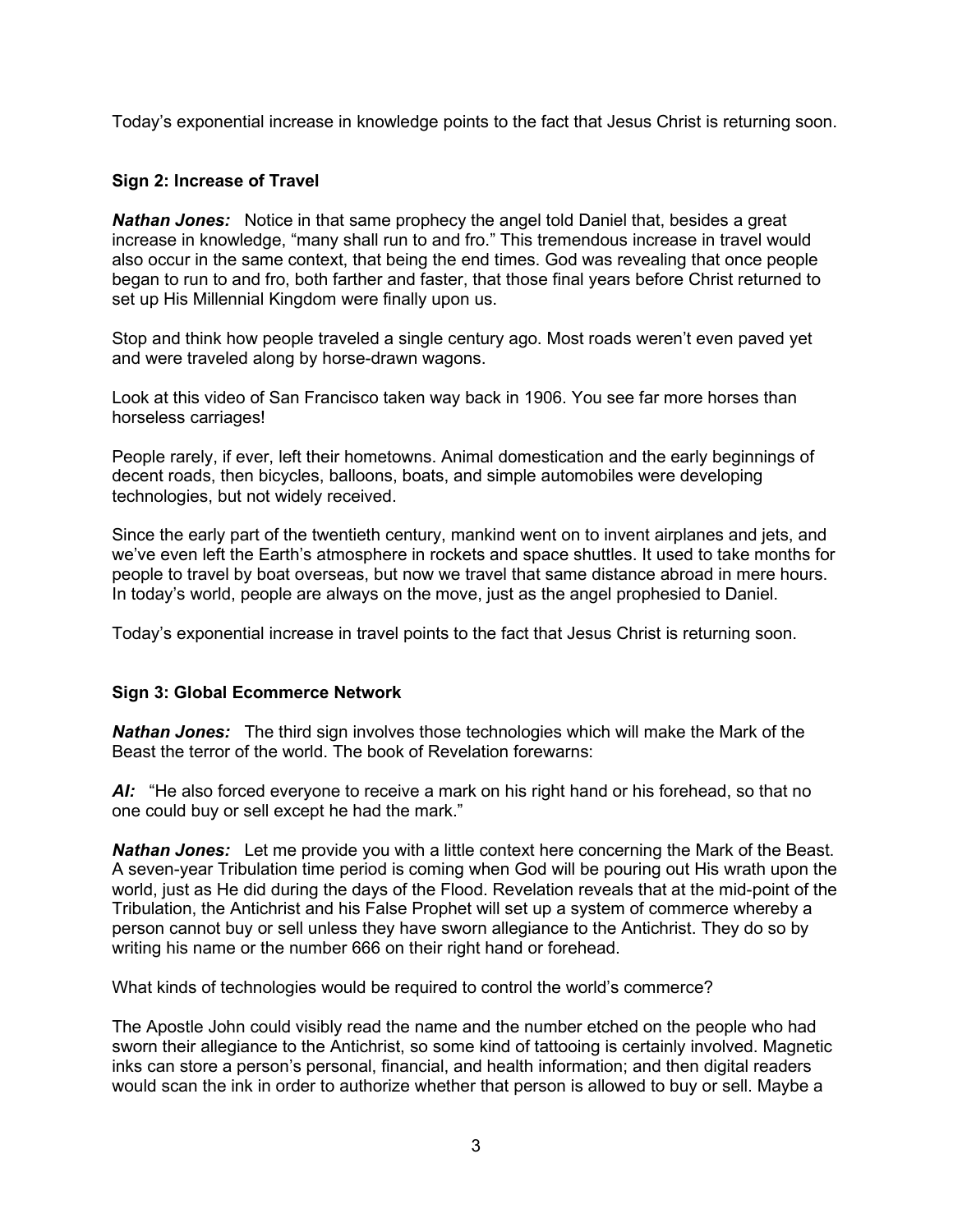Today's exponential increase in knowledge points to the fact that Jesus Christ is returning soon.

**Sign 2: Increase of Travel**

***Nathan Jones:*** Notice in that same prophecy the angel told Daniel that, besides a great increase in knowledge, "many shall run to and fro." This tremendous increase in travel would also occur in the same context, that being the end times. God was revealing that once people began to run to and fro, both farther and faster, that those final years before Christ returned to set up His Millennial Kingdom were finally upon us.

Stop and think how people traveled a single century ago. Most roads weren't even paved yet and were traveled along by horse-drawn wagons.

Look at this video of San Francisco taken way back in 1906. You see far more horses than horseless carriages!

People rarely, if ever, left their hometowns. Animal domestication and the early beginnings of decent roads, then bicycles, balloons, boats, and simple automobiles were developing technologies, but not widely received.

Since the early part of the twentieth century, mankind went on to invent airplanes and jets, and we've even left the Earth's atmosphere in rockets and space shuttles. It used to take months for people to travel by boat overseas, but now we travel that same distance abroad in mere hours. In today's world, people are always on the move, just as the angel prophesied to Daniel.

Today's exponential increase in travel points to the fact that Jesus Christ is returning soon.

**Sign 3: Global Ecommerce Network**

***Nathan Jones:*** The third sign involves those technologies which will make the Mark of the Beast the terror of the world. The book of Revelation forewarns:

***AI:*** "He also forced everyone to receive a mark on his right hand or his forehead, so that no one could buy or sell except he had the mark."

***Nathan Jones:*** Let me provide you with a little context here concerning the Mark of the Beast. A seven-year Tribulation time period is coming when God will be pouring out His wrath upon the world, just as He did during the days of the Flood. Revelation reveals that at the mid-point of the Tribulation, the Antichrist and his False Prophet will set up a system of commerce whereby a person cannot buy or sell unless they have sworn allegiance to the Antichrist. They do so by writing his name or the number 666 on their right hand or forehead.

What kinds of technologies would be required to control the world's commerce?

The Apostle John could visibly read the name and the number etched on the people who had sworn their allegiance to the Antichrist, so some kind of tattooing is certainly involved. Magnetic inks can store a person's personal, financial, and health information; and then digital readers would scan the ink in order to authorize whether that person is allowed to buy or sell. Maybe a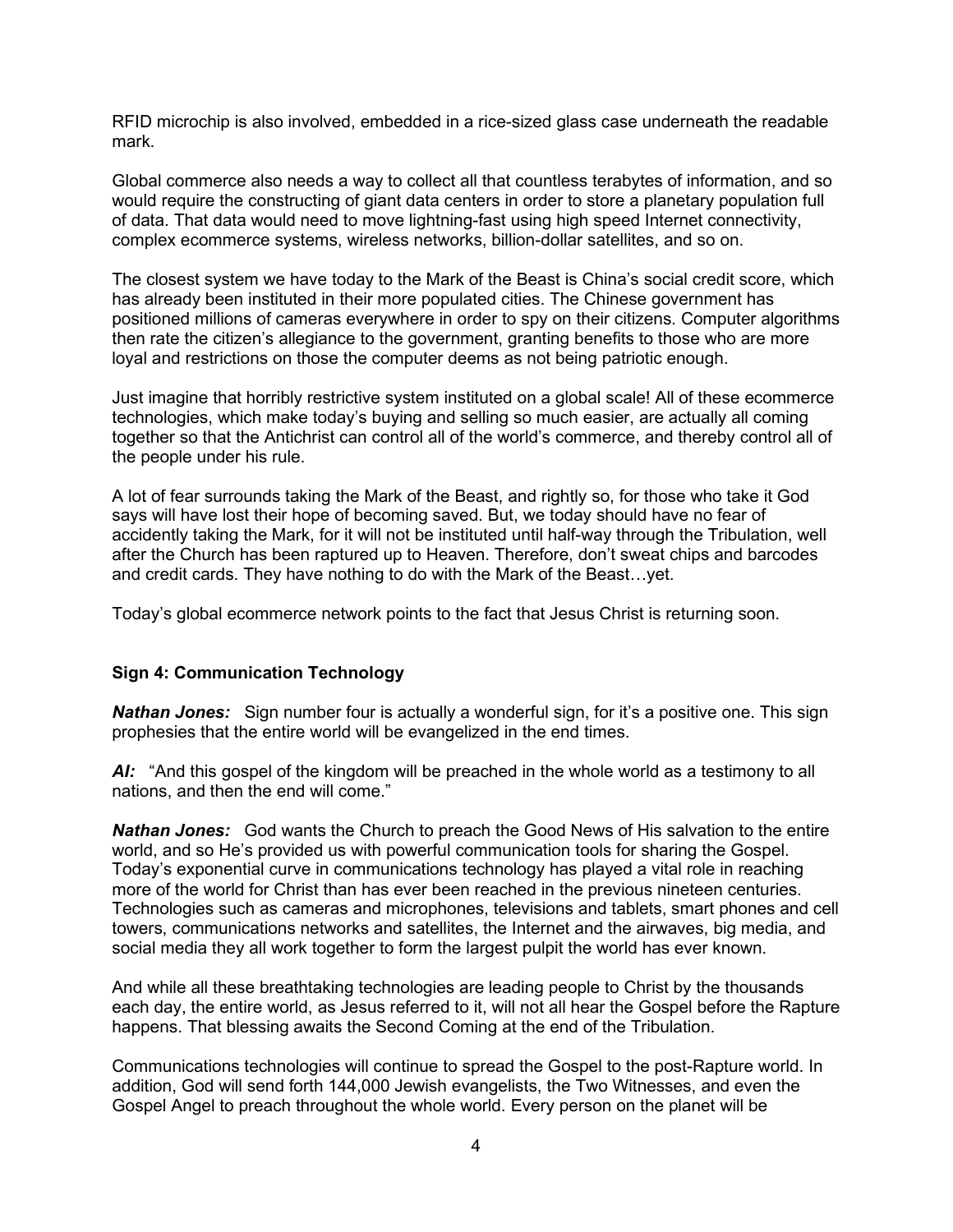RFID microchip is also involved, embedded in a rice-sized glass case underneath the readable mark.

Global commerce also needs a way to collect all that countless terabytes of information, and so would require the constructing of giant data centers in order to store a planetary population full of data. That data would need to move lightning-fast using high speed Internet connectivity, complex ecommerce systems, wireless networks, billion-dollar satellites, and so on.

The closest system we have today to the Mark of the Beast is China's social credit score, which has already been instituted in their more populated cities. The Chinese government has positioned millions of cameras everywhere in order to spy on their citizens. Computer algorithms then rate the citizen's allegiance to the government, granting benefits to those who are more loyal and restrictions on those the computer deems as not being patriotic enough.

Just imagine that horribly restrictive system instituted on a global scale! All of these ecommerce technologies, which make today's buying and selling so much easier, are actually all coming together so that the Antichrist can control all of the world's commerce, and thereby control all of the people under his rule.

A lot of fear surrounds taking the Mark of the Beast, and rightly so, for those who take it God says will have lost their hope of becoming saved. But, we today should have no fear of accidently taking the Mark, for it will not be instituted until half-way through the Tribulation, well after the Church has been raptured up to Heaven. Therefore, don't sweat chips and barcodes and credit cards. They have nothing to do with the Mark of the Beast…yet.

Today's global ecommerce network points to the fact that Jesus Christ is returning soon.

**Sign 4: Communication Technology**

***Nathan Jones:*** Sign number four is actually a wonderful sign, for it's a positive one. This sign prophesies that the entire world will be evangelized in the end times.

***Al:*** "And this gospel of the kingdom will be preached in the whole world as a testimony to all nations, and then the end will come."

***Nathan Jones:*** God wants the Church to preach the Good News of His salvation to the entire world, and so He's provided us with powerful communication tools for sharing the Gospel. Today's exponential curve in communications technology has played a vital role in reaching more of the world for Christ than has ever been reached in the previous nineteen centuries. Technologies such as cameras and microphones, televisions and tablets, smart phones and cell towers, communications networks and satellites, the Internet and the airwaves, big media, and social media they all work together to form the largest pulpit the world has ever known.

And while all these breathtaking technologies are leading people to Christ by the thousands each day, the entire world, as Jesus referred to it, will not all hear the Gospel before the Rapture happens. That blessing awaits the Second Coming at the end of the Tribulation.

Communications technologies will continue to spread the Gospel to the post-Rapture world. In addition, God will send forth 144,000 Jewish evangelists, the Two Witnesses, and even the Gospel Angel to preach throughout the whole world. Every person on the planet will be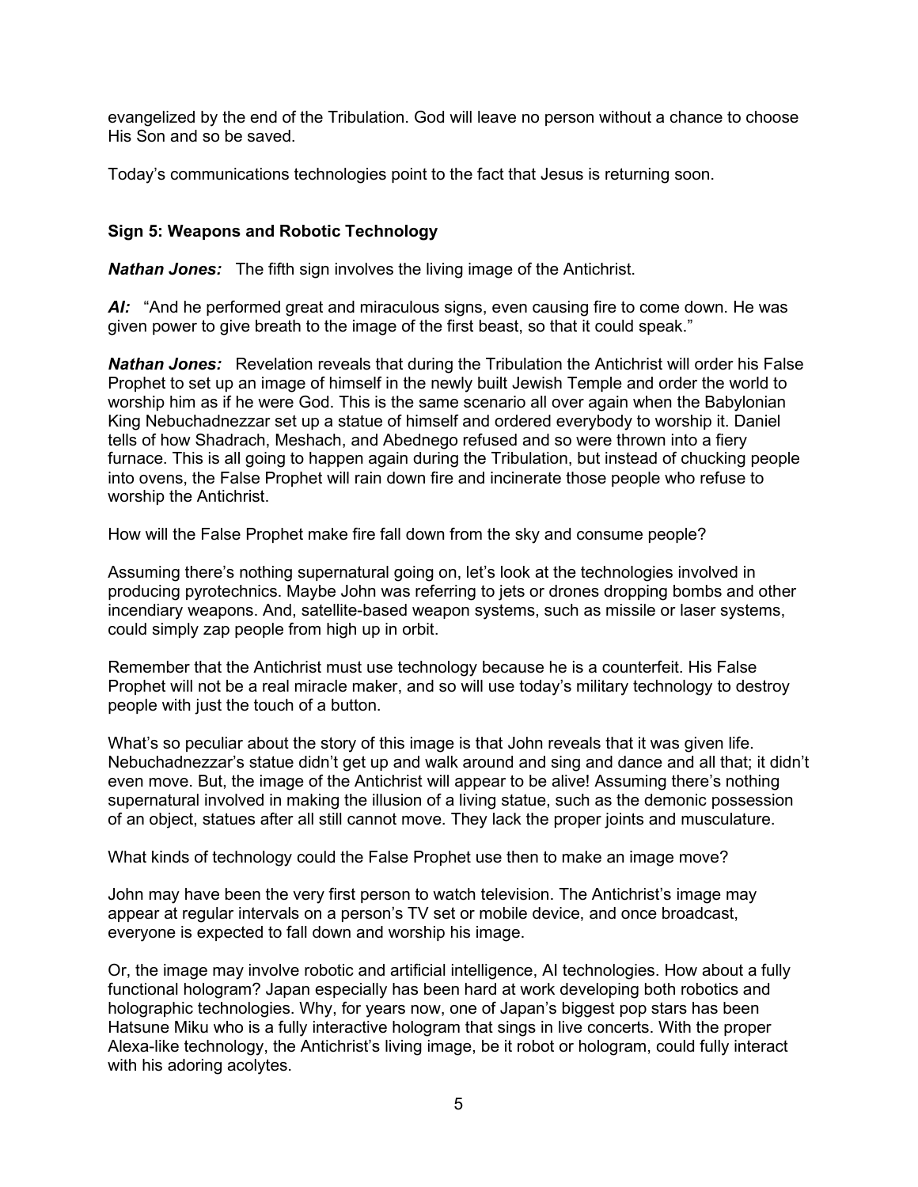evangelized by the end of the Tribulation. God will leave no person without a chance to choose His Son and so be saved.

Today's communications technologies point to the fact that Jesus is returning soon.

**Sign 5: Weapons and Robotic Technology**

***Nathan Jones:*** The fifth sign involves the living image of the Antichrist.

***AI:*** "And he performed great and miraculous signs, even causing fire to come down. He was given power to give breath to the image of the first beast, so that it could speak."

***Nathan Jones:*** Revelation reveals that during the Tribulation the Antichrist will order his False Prophet to set up an image of himself in the newly built Jewish Temple and order the world to worship him as if he were God. This is the same scenario all over again when the Babylonian King Nebuchadnezzar set up a statue of himself and ordered everybody to worship it. Daniel tells of how Shadrach, Meshach, and Abednego refused and so were thrown into a fiery furnace. This is all going to happen again during the Tribulation, but instead of chucking people into ovens, the False Prophet will rain down fire and incinerate those people who refuse to worship the Antichrist.

How will the False Prophet make fire fall down from the sky and consume people?

Assuming there's nothing supernatural going on, let's look at the technologies involved in producing pyrotechnics. Maybe John was referring to jets or drones dropping bombs and other incendiary weapons. And, satellite-based weapon systems, such as missile or laser systems, could simply zap people from high up in orbit.

Remember that the Antichrist must use technology because he is a counterfeit. His False Prophet will not be a real miracle maker, and so will use today's military technology to destroy people with just the touch of a button.

What's so peculiar about the story of this image is that John reveals that it was given life. Nebuchadnezzar's statue didn't get up and walk around and sing and dance and all that; it didn't even move. But, the image of the Antichrist will appear to be alive! Assuming there's nothing supernatural involved in making the illusion of a living statue, such as the demonic possession of an object, statues after all still cannot move. They lack the proper joints and musculature.

What kinds of technology could the False Prophet use then to make an image move?

John may have been the very first person to watch television. The Antichrist's image may appear at regular intervals on a person's TV set or mobile device, and once broadcast, everyone is expected to fall down and worship his image.

Or, the image may involve robotic and artificial intelligence, AI technologies. How about a fully functional hologram? Japan especially has been hard at work developing both robotics and holographic technologies. Why, for years now, one of Japan's biggest pop stars has been Hatsune Miku who is a fully interactive hologram that sings in live concerts. With the proper Alexa-like technology, the Antichrist's living image, be it robot or hologram, could fully interact with his adoring acolytes.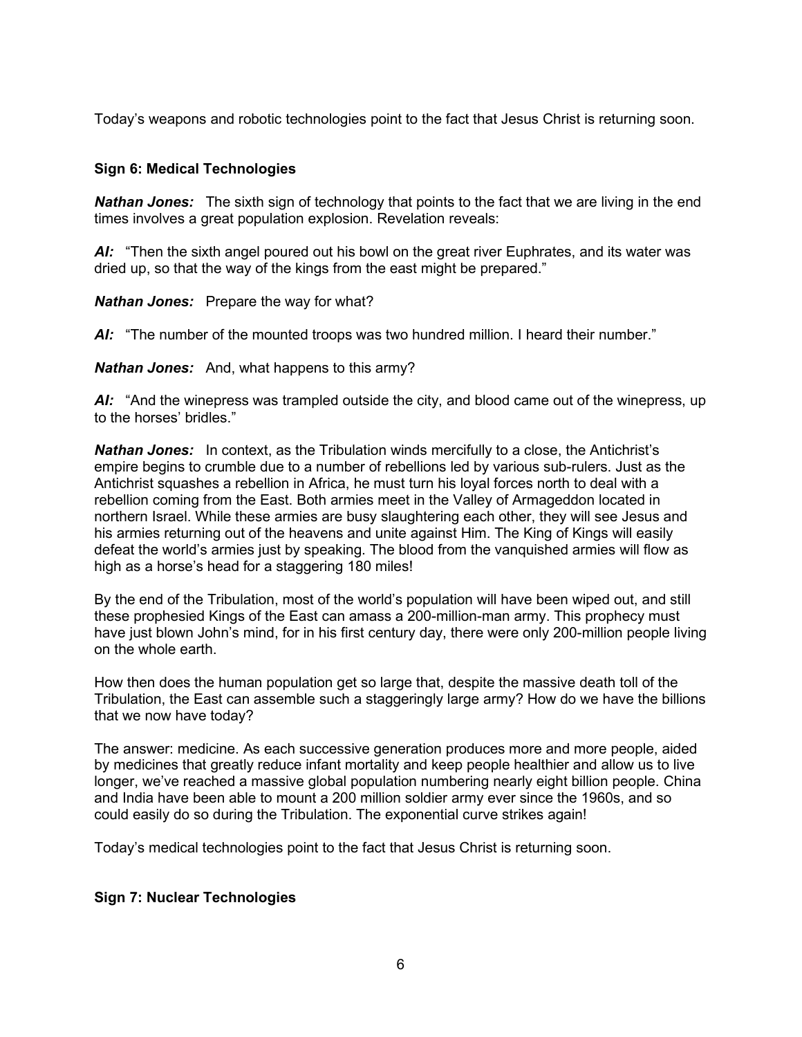Today's weapons and robotic technologies point to the fact that Jesus Christ is returning soon.

**Sign 6: Medical Technologies**

***Nathan Jones:*** The sixth sign of technology that points to the fact that we are living in the end times involves a great population explosion. Revelation reveals:

***Al:*** "Then the sixth angel poured out his bowl on the great river Euphrates, and its water was dried up, so that the way of the kings from the east might be prepared."

***Nathan Jones:*** Prepare the way for what?

***Al:*** "The number of the mounted troops was two hundred million. I heard their number."

***Nathan Jones:*** And, what happens to this army?

***Al:*** "And the winepress was trampled outside the city, and blood came out of the winepress, up to the horses' bridles."

***Nathan Jones:*** In context, as the Tribulation winds mercifully to a close, the Antichrist's empire begins to crumble due to a number of rebellions led by various sub-rulers. Just as the Antichrist squashes a rebellion in Africa, he must turn his loyal forces north to deal with a rebellion coming from the East. Both armies meet in the Valley of Armageddon located in northern Israel. While these armies are busy slaughtering each other, they will see Jesus and his armies returning out of the heavens and unite against Him. The King of Kings will easily defeat the world's armies just by speaking. The blood from the vanquished armies will flow as high as a horse's head for a staggering 180 miles!

By the end of the Tribulation, most of the world's population will have been wiped out, and still these prophesied Kings of the East can amass a 200-million-man army. This prophecy must have just blown John's mind, for in his first century day, there were only 200-million people living on the whole earth.

How then does the human population get so large that, despite the massive death toll of the Tribulation, the East can assemble such a staggeringly large army? How do we have the billions that we now have today?

The answer: medicine. As each successive generation produces more and more people, aided by medicines that greatly reduce infant mortality and keep people healthier and allow us to live longer, we've reached a massive global population numbering nearly eight billion people. China and India have been able to mount a 200 million soldier army ever since the 1960s, and so could easily do so during the Tribulation. The exponential curve strikes again!

Today's medical technologies point to the fact that Jesus Christ is returning soon.

**Sign 7: Nuclear Technologies**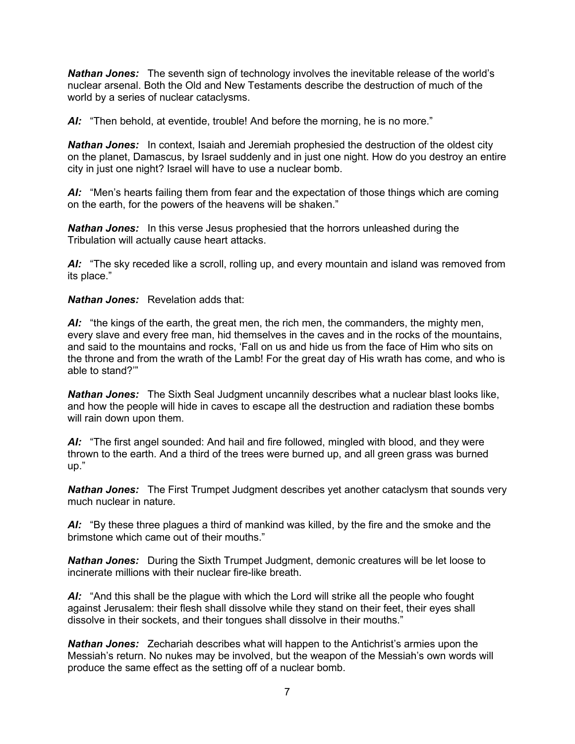***Nathan Jones:*** The seventh sign of technology involves the inevitable release of the world's nuclear arsenal. Both the Old and New Testaments describe the destruction of much of the world by a series of nuclear cataclysms.

***Al:*** "Then behold, at eventide, trouble! And before the morning, he is no more."

***Nathan Jones:*** In context, Isaiah and Jeremiah prophesied the destruction of the oldest city on the planet, Damascus, by Israel suddenly and in just one night. How do you destroy an entire city in just one night? Israel will have to use a nuclear bomb.

***Al:*** "Men's hearts failing them from fear and the expectation of those things which are coming on the earth, for the powers of the heavens will be shaken."

***Nathan Jones:*** In this verse Jesus prophesied that the horrors unleashed during the Tribulation will actually cause heart attacks.

***Al:*** "The sky receded like a scroll, rolling up, and every mountain and island was removed from its place."

***Nathan Jones:*** Revelation adds that:

***Al:*** "the kings of the earth, the great men, the rich men, the commanders, the mighty men, every slave and every free man, hid themselves in the caves and in the rocks of the mountains, and said to the mountains and rocks, 'Fall on us and hide us from the face of Him who sits on the throne and from the wrath of the Lamb! For the great day of His wrath has come, and who is able to stand?'"

***Nathan Jones:*** The Sixth Seal Judgment uncannily describes what a nuclear blast looks like, and how the people will hide in caves to escape all the destruction and radiation these bombs will rain down upon them.

***Al:*** "The first angel sounded: And hail and fire followed, mingled with blood, and they were thrown to the earth. And a third of the trees were burned up, and all green grass was burned up."

***Nathan Jones:*** The First Trumpet Judgment describes yet another cataclysm that sounds very much nuclear in nature.

***Al:*** "By these three plagues a third of mankind was killed, by the fire and the smoke and the brimstone which came out of their mouths."

***Nathan Jones:*** During the Sixth Trumpet Judgment, demonic creatures will be let loose to incinerate millions with their nuclear fire-like breath.

***Al:*** "And this shall be the plague with which the Lord will strike all the people who fought against Jerusalem: their flesh shall dissolve while they stand on their feet, their eyes shall dissolve in their sockets, and their tongues shall dissolve in their mouths."

***Nathan Jones:*** Zechariah describes what will happen to the Antichrist's armies upon the Messiah's return. No nukes may be involved, but the weapon of the Messiah's own words will produce the same effect as the setting off of a nuclear bomb.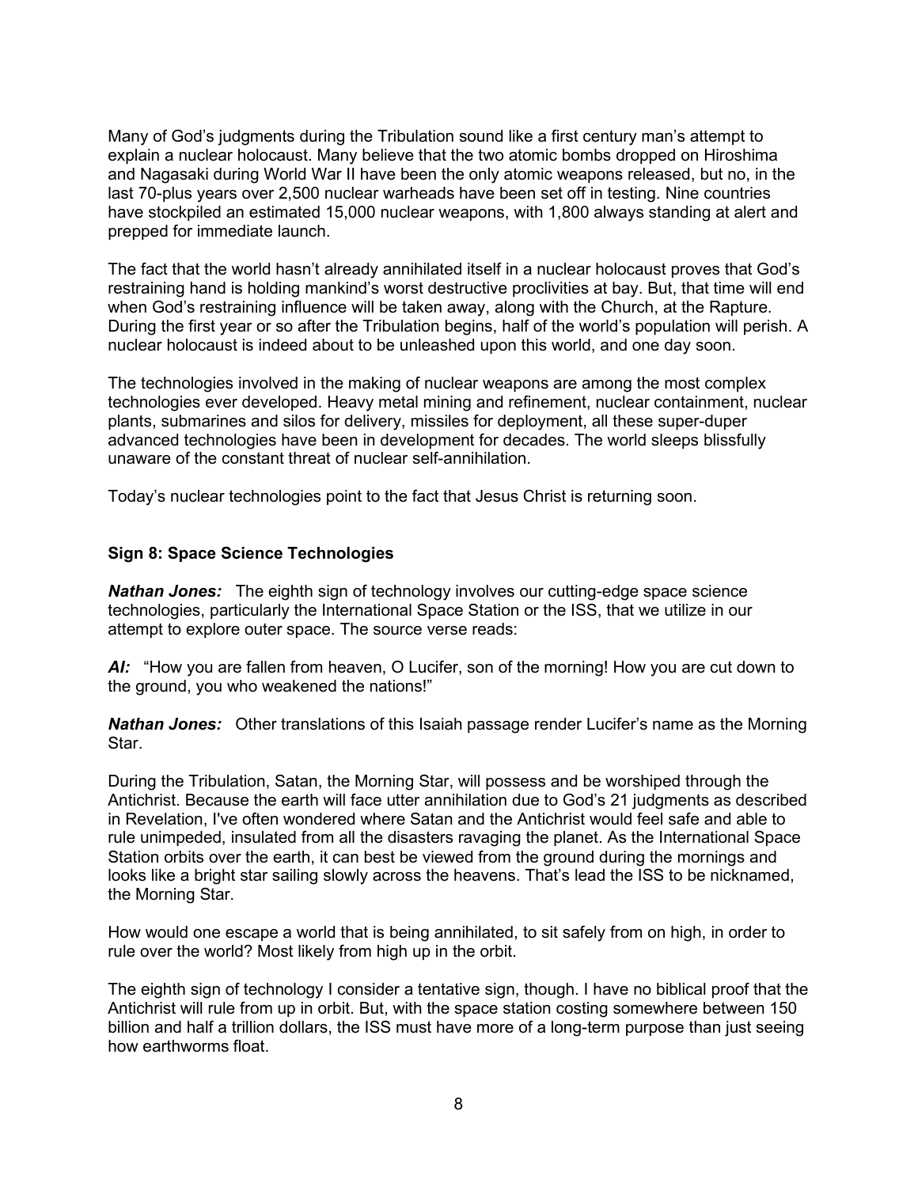Many of God's judgments during the Tribulation sound like a first century man's attempt to explain a nuclear holocaust. Many believe that the two atomic bombs dropped on Hiroshima and Nagasaki during World War II have been the only atomic weapons released, but no, in the last 70-plus years over 2,500 nuclear warheads have been set off in testing. Nine countries have stockpiled an estimated 15,000 nuclear weapons, with 1,800 always standing at alert and prepped for immediate launch.

The fact that the world hasn't already annihilated itself in a nuclear holocaust proves that God's restraining hand is holding mankind's worst destructive proclivities at bay. But, that time will end when God's restraining influence will be taken away, along with the Church, at the Rapture. During the first year or so after the Tribulation begins, half of the world's population will perish. A nuclear holocaust is indeed about to be unleashed upon this world, and one day soon.

The technologies involved in the making of nuclear weapons are among the most complex technologies ever developed. Heavy metal mining and refinement, nuclear containment, nuclear plants, submarines and silos for delivery, missiles for deployment, all these super-duper advanced technologies have been in development for decades. The world sleeps blissfully unaware of the constant threat of nuclear self-annihilation.

Today's nuclear technologies point to the fact that Jesus Christ is returning soon.

**Sign 8: Space Science Technologies**

***Nathan Jones:*** The eighth sign of technology involves our cutting-edge space science technologies, particularly the International Space Station or the ISS, that we utilize in our attempt to explore outer space. The source verse reads:

***AI:*** "How you are fallen from heaven, O Lucifer, son of the morning! How you are cut down to the ground, you who weakened the nations!"

***Nathan Jones:*** Other translations of this Isaiah passage render Lucifer's name as the Morning Star.

During the Tribulation, Satan, the Morning Star, will possess and be worshiped through the Antichrist. Because the earth will face utter annihilation due to God's 21 judgments as described in Revelation, I've often wondered where Satan and the Antichrist would feel safe and able to rule unimpeded, insulated from all the disasters ravaging the planet. As the International Space Station orbits over the earth, it can best be viewed from the ground during the mornings and looks like a bright star sailing slowly across the heavens. That's lead the ISS to be nicknamed, the Morning Star.

How would one escape a world that is being annihilated, to sit safely from on high, in order to rule over the world? Most likely from high up in the orbit.

The eighth sign of technology I consider a tentative sign, though. I have no biblical proof that the Antichrist will rule from up in orbit. But, with the space station costing somewhere between 150 billion and half a trillion dollars, the ISS must have more of a long-term purpose than just seeing how earthworms float.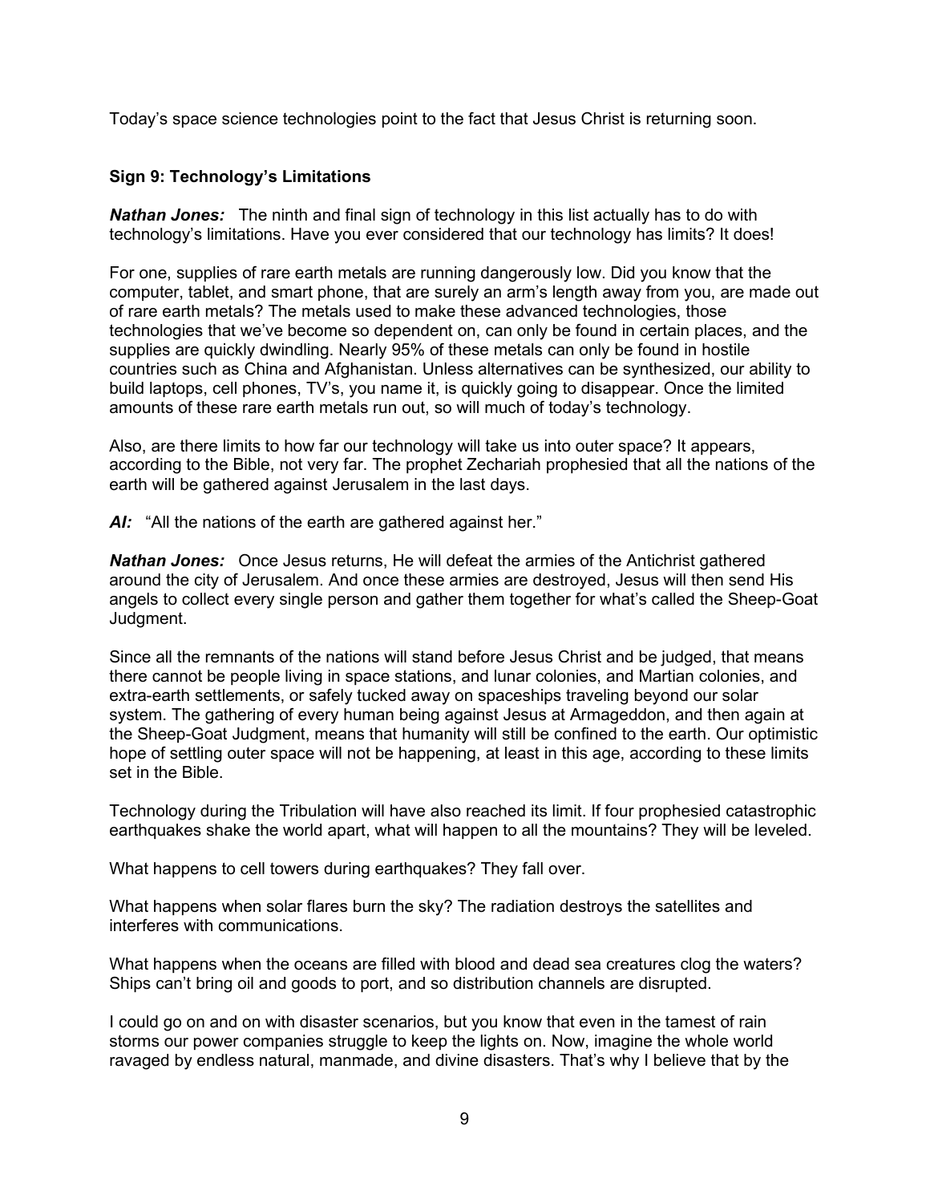Today's space science technologies point to the fact that Jesus Christ is returning soon.

**Sign 9: Technology's Limitations**

***Nathan Jones:*** The ninth and final sign of technology in this list actually has to do with technology's limitations. Have you ever considered that our technology has limits? It does!

For one, supplies of rare earth metals are running dangerously low. Did you know that the computer, tablet, and smart phone, that are surely an arm's length away from you, are made out of rare earth metals? The metals used to make these advanced technologies, those technologies that we've become so dependent on, can only be found in certain places, and the supplies are quickly dwindling. Nearly 95% of these metals can only be found in hostile countries such as China and Afghanistan. Unless alternatives can be synthesized, our ability to build laptops, cell phones, TV's, you name it, is quickly going to disappear. Once the limited amounts of these rare earth metals run out, so will much of today's technology.

Also, are there limits to how far our technology will take us into outer space? It appears, according to the Bible, not very far. The prophet Zechariah prophesied that all the nations of the earth will be gathered against Jerusalem in the last days.

***Al:*** "All the nations of the earth are gathered against her."

***Nathan Jones:*** Once Jesus returns, He will defeat the armies of the Antichrist gathered around the city of Jerusalem. And once these armies are destroyed, Jesus will then send His angels to collect every single person and gather them together for what's called the Sheep-Goat Judgment.

Since all the remnants of the nations will stand before Jesus Christ and be judged, that means there cannot be people living in space stations, and lunar colonies, and Martian colonies, and extra-earth settlements, or safely tucked away on spaceships traveling beyond our solar system. The gathering of every human being against Jesus at Armageddon, and then again at the Sheep-Goat Judgment, means that humanity will still be confined to the earth. Our optimistic hope of settling outer space will not be happening, at least in this age, according to these limits set in the Bible.

Technology during the Tribulation will have also reached its limit. If four prophesied catastrophic earthquakes shake the world apart, what will happen to all the mountains? They will be leveled.

What happens to cell towers during earthquakes? They fall over.

What happens when solar flares burn the sky? The radiation destroys the satellites and interferes with communications.

What happens when the oceans are filled with blood and dead sea creatures clog the waters? Ships can't bring oil and goods to port, and so distribution channels are disrupted.

I could go on and on with disaster scenarios, but you know that even in the tamest of rain storms our power companies struggle to keep the lights on. Now, imagine the whole world ravaged by endless natural, manmade, and divine disasters. That's why I believe that by the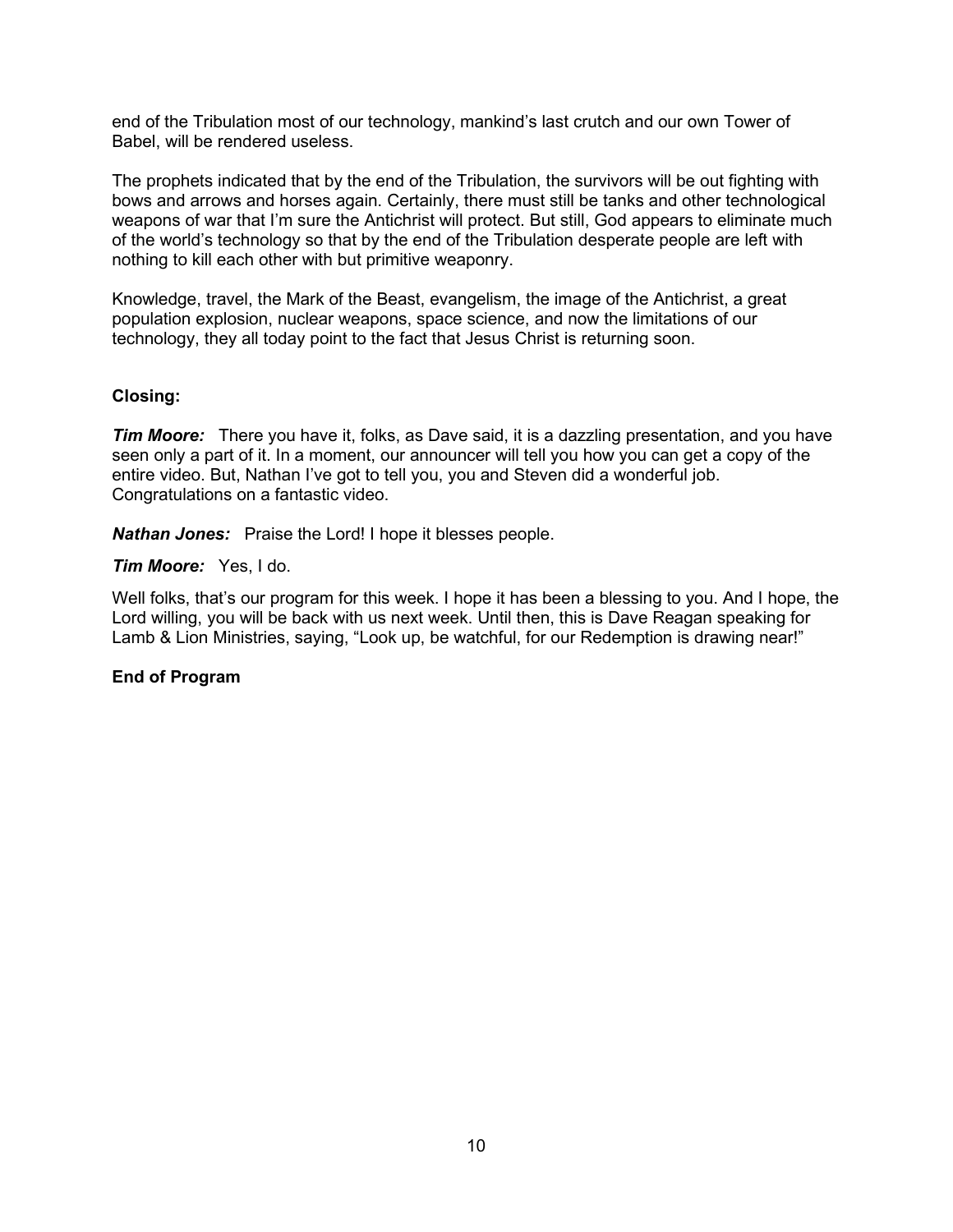end of the Tribulation most of our technology, mankind's last crutch and our own Tower of Babel, will be rendered useless.

The prophets indicated that by the end of the Tribulation, the survivors will be out fighting with bows and arrows and horses again. Certainly, there must still be tanks and other technological weapons of war that I'm sure the Antichrist will protect. But still, God appears to eliminate much of the world's technology so that by the end of the Tribulation desperate people are left with nothing to kill each other with but primitive weaponry.

Knowledge, travel, the Mark of the Beast, evangelism, the image of the Antichrist, a great population explosion, nuclear weapons, space science, and now the limitations of our technology, they all today point to the fact that Jesus Christ is returning soon.

**Closing:**

***Tim Moore:*** There you have it, folks, as Dave said, it is a dazzling presentation, and you have seen only a part of it. In a moment, our announcer will tell you how you can get a copy of the entire video. But, Nathan I've got to tell you, you and Steven did a wonderful job. Congratulations on a fantastic video.

***Nathan Jones:*** Praise the Lord! I hope it blesses people.

***Tim Moore:*** Yes, I do.

Well folks, that's our program for this week. I hope it has been a blessing to you. And I hope, the Lord willing, you will be back with us next week. Until then, this is Dave Reagan speaking for Lamb & Lion Ministries, saying, "Look up, be watchful, for our Redemption is drawing near!"

**End of Program**